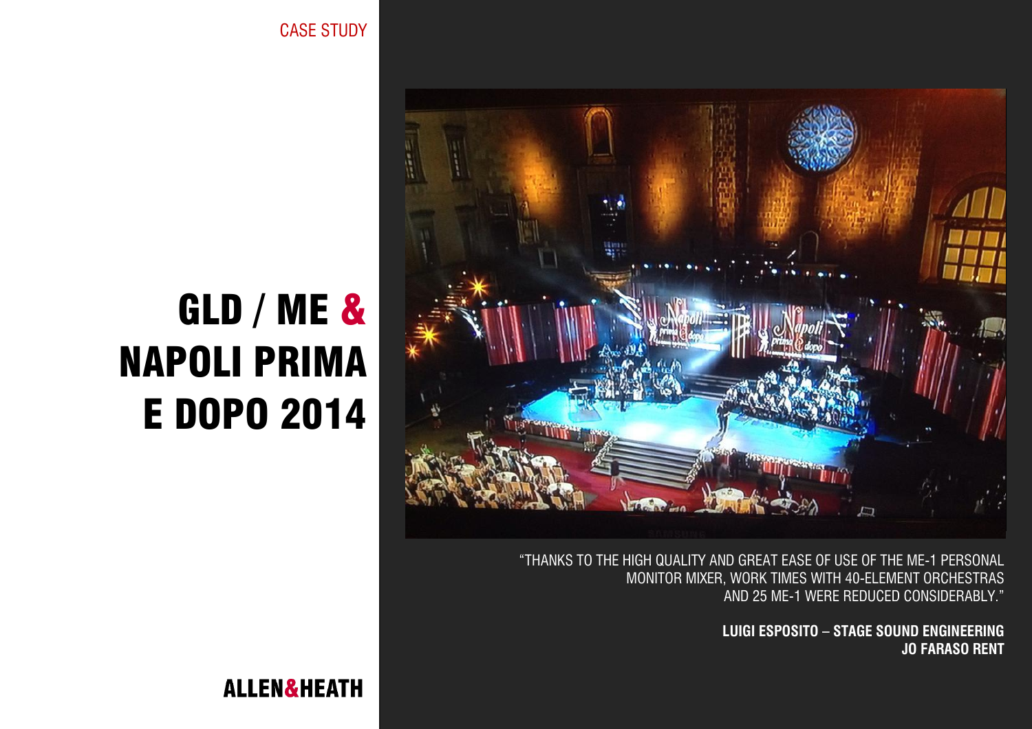CASE STUDY

# GLD / ME & NAPOLI PRIMA E DOPO 2014

"THANKS TO THE HIGH QUALITY AND GREAT EASE OF USE OF THE ME-1 PERSONAL MONITOR MIXER, WORK TIMES WITH 40-ELEMENT ORCHESTRAS AND 25 ME-1 WERE REDUCED CONSIDERABLY."

**LUIGI ESPOSITO – STAGE SOUND ENGINEERING**
**JO FARASO RENT**

ALLEN&HEATH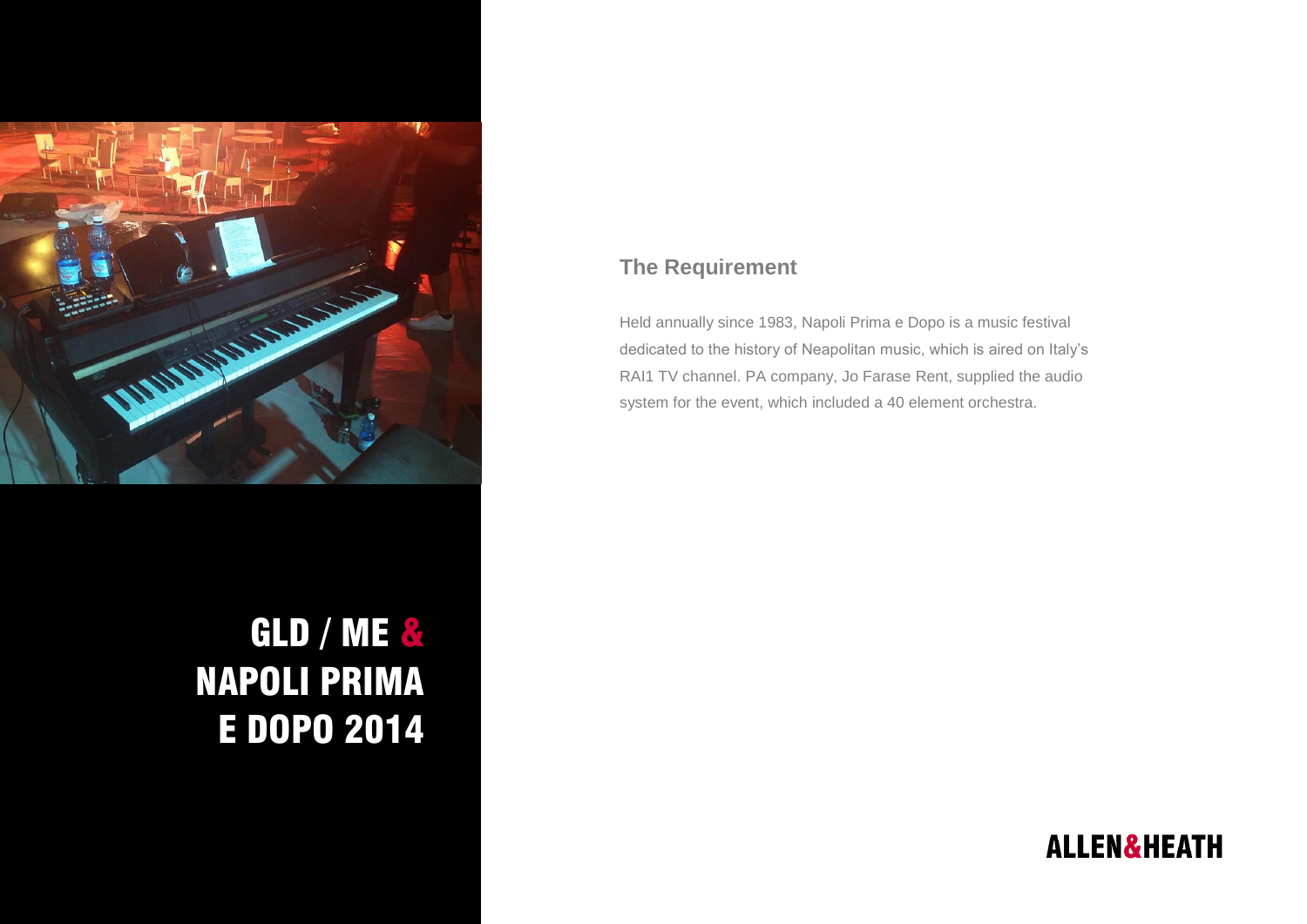# GLD / ME & NAPOLI PRIMA E DOPO 2014

## The Requirement

Held annually since 1983, Napoli Prima e Dopo is a music festival dedicated to the history of Neapolitan music, which is aired on Italy's RAI1 TV channel. PA company, Jo Farase Rent, supplied the audio system for the event, which included a 40 element orchestra.

ALLEN&HEATH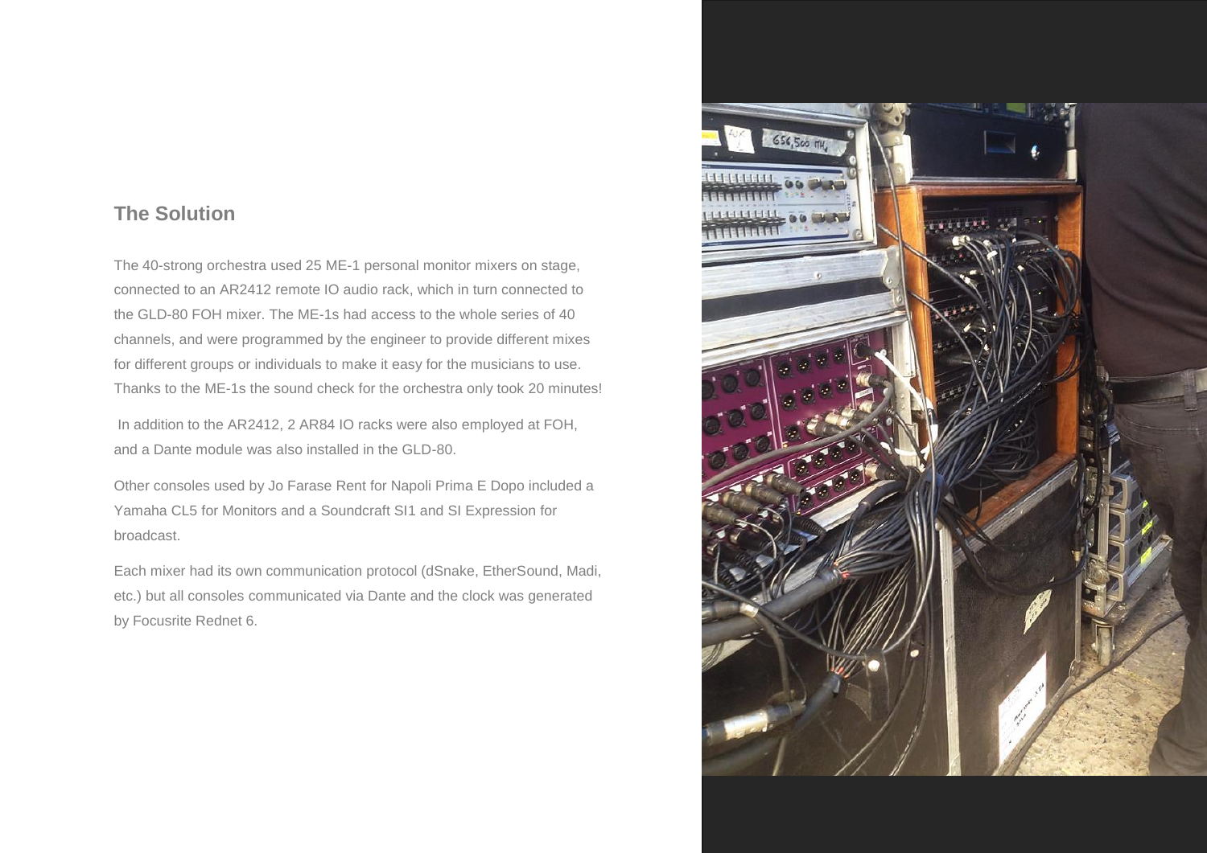## The Solution

The 40-strong orchestra used 25 ME-1 personal monitor mixers on stage, connected to an AR2412 remote IO audio rack, which in turn connected to the GLD-80 FOH mixer. The ME-1s had access to the whole series of 40 channels, and were programmed by the engineer to provide different mixes for different groups or individuals to make it easy for the musicians to use. Thanks to the ME-1s the sound check for the orchestra only took 20 minutes!

In addition to the AR2412, 2 AR84 IO racks were also employed at FOH, and a Dante module was also installed in the GLD-80.

Other consoles used by Jo Farase Rent for Napoli Prima E Dopo included a Yamaha CL5 for Monitors and a Soundcraft SI1 and SI Expression for broadcast.

Each mixer had its own communication protocol (dSnake, EtherSound, Madi, etc.) but all consoles communicated via Dante and the clock was generated by Focusrite Rednet 6.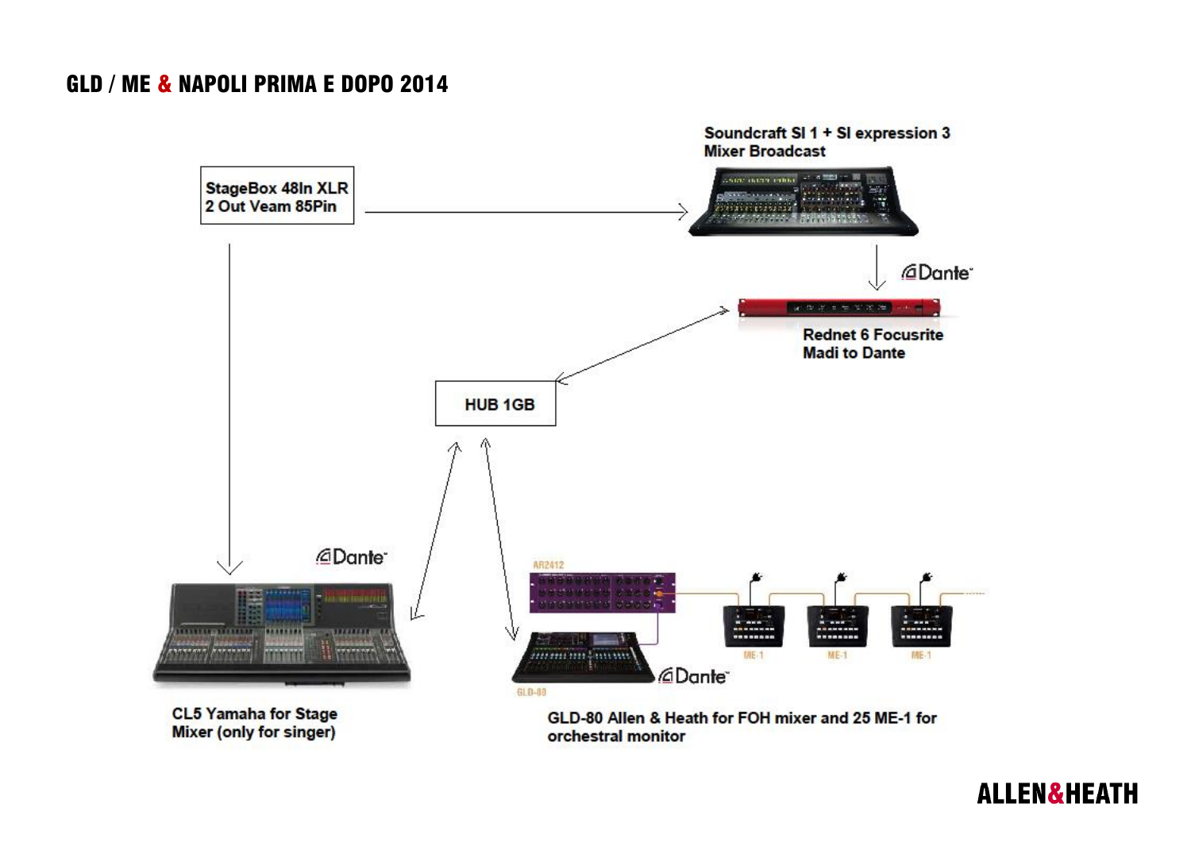# GLD / ME & NAPOLI PRIMA E DOPO 2014

StageBox 48In XLR
2 Out Veam 85Pin

Soundcraft SI 1 + SI expression 3
Mixer Broadcast

Dante

Rednet 6 Focusrite
Madi to Dante

HUB 1GB

Dante

AR2412

ME-1

ME-1

ME-1

GLD-80

Dante

CL5 Yamaha for Stage
Mixer (only for singer)

GLD-80 Allen & Heath for FOH mixer and 25 ME-1 for
orchestral monitor

ALLEN&HEATH